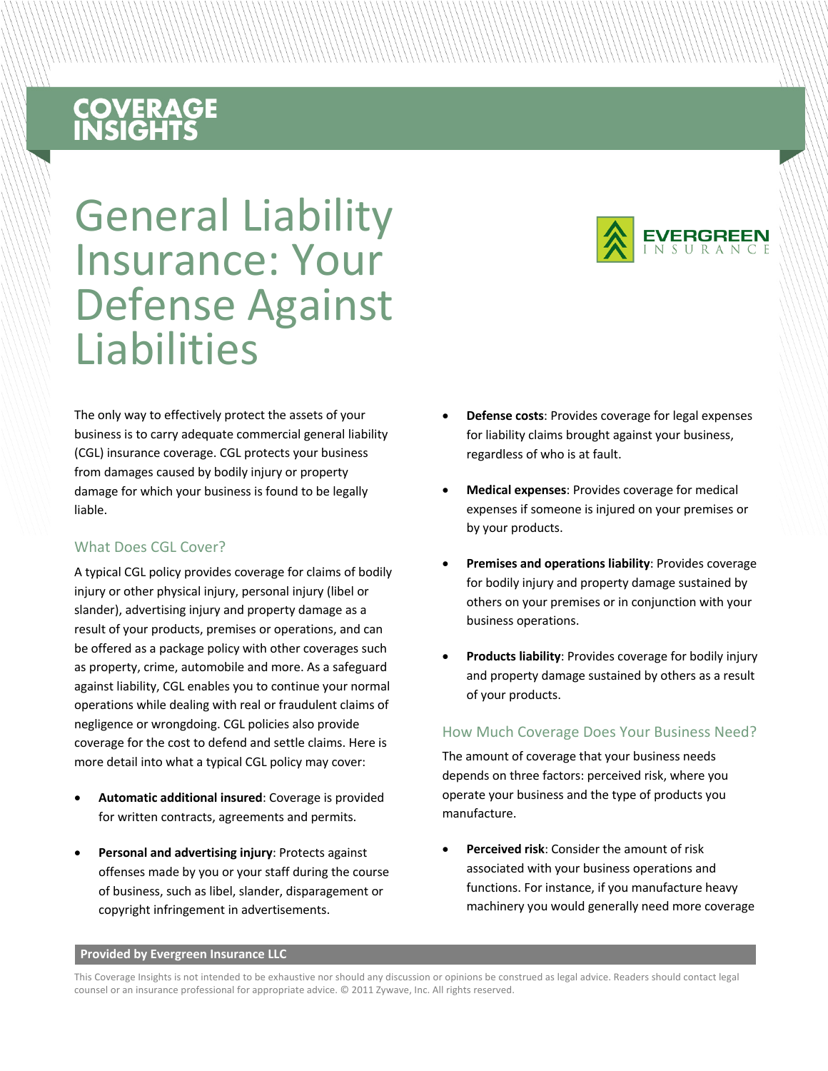COVERAGE INSIGHTS

# General Liability Insurance: Your Defense Against Liabilities

EVERGREEN INSURANCE

The only way to effectively protect the assets of your business is to carry adequate commercial general liability (CGL) insurance coverage. CGL protects your business from damages caused by bodily injury or property damage for which your business is found to be legally liable.

## What Does CGL Cover?

A typical CGL policy provides coverage for claims of bodily injury or other physical injury, personal injury (libel or slander), advertising injury and property damage as a result of your products, premises or operations, and can be offered as a package policy with other coverages such as property, crime, automobile and more. As a safeguard against liability, CGL enables you to continue your normal operations while dealing with real or fraudulent claims of negligence or wrongdoing. CGL policies also provide coverage for the cost to defend and settle claims. Here is more detail into what a typical CGL policy may cover:

- **Automatic additional insured**: Coverage is provided for written contracts, agreements and permits.
- **Personal and advertising injury**: Protects against offenses made by you or your staff during the course of business, such as libel, slander, disparagement or copyright infringement in advertisements.
- **Defense costs**: Provides coverage for legal expenses for liability claims brought against your business, regardless of who is at fault.
- **Medical expenses**: Provides coverage for medical expenses if someone is injured on your premises or by your products.
- **Premises and operations liability**: Provides coverage for bodily injury and property damage sustained by others on your premises or in conjunction with your business operations.
- **Products liability**: Provides coverage for bodily injury and property damage sustained by others as a result of your products.

## How Much Coverage Does Your Business Need?

The amount of coverage that your business needs depends on three factors: perceived risk, where you operate your business and the type of products you manufacture.

- **Perceived risk**: Consider the amount of risk associated with your business operations and functions. For instance, if you manufacture heavy machinery you would generally need more coverage

**Provided by Evergreen Insurance LLC**

This Coverage Insights is not intended to be exhaustive nor should any discussion or opinions be construed as legal advice. Readers should contact legal counsel or an insurance professional for appropriate advice. © 2011 Zywave, Inc. All rights reserved.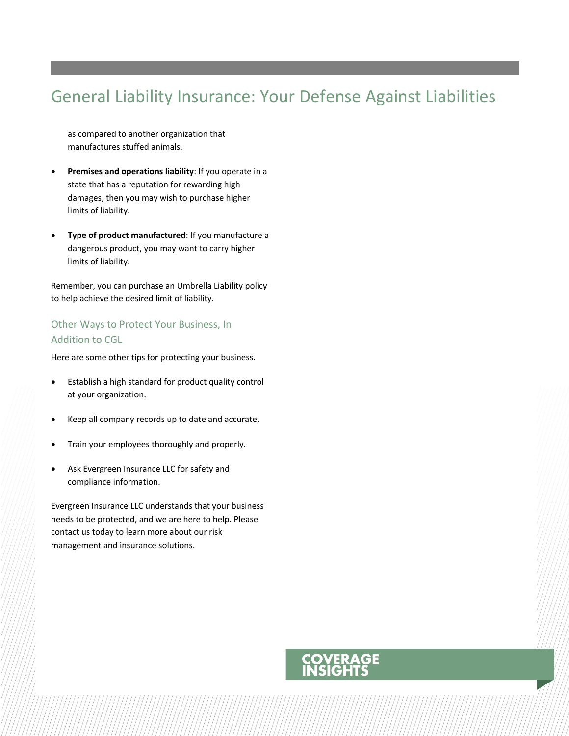as compared to another organization that manufactures stuffed animals.

- **Premises and operations liability**: If you operate in a state that has a reputation for rewarding high damages, then you may wish to purchase higher limits of liability.
- **Type of product manufactured**: If you manufacture a dangerous product, you may want to carry higher limits of liability.

Remember, you can purchase an Umbrella Liability policy to help achieve the desired limit of liability.

## Other Ways to Protect Your Business, In Addition to CGL

Here are some other tips for protecting your business.

- Establish a high standard for product quality control at your organization.
- Keep all company records up to date and accurate.
- Train your employees thoroughly and properly.
- Ask Evergreen Insurance LLC for safety and compliance information.

Evergreen Insurance LLC understands that your business needs to be protected, and we are here to help. Please contact us today to learn more about our risk management and insurance solutions.